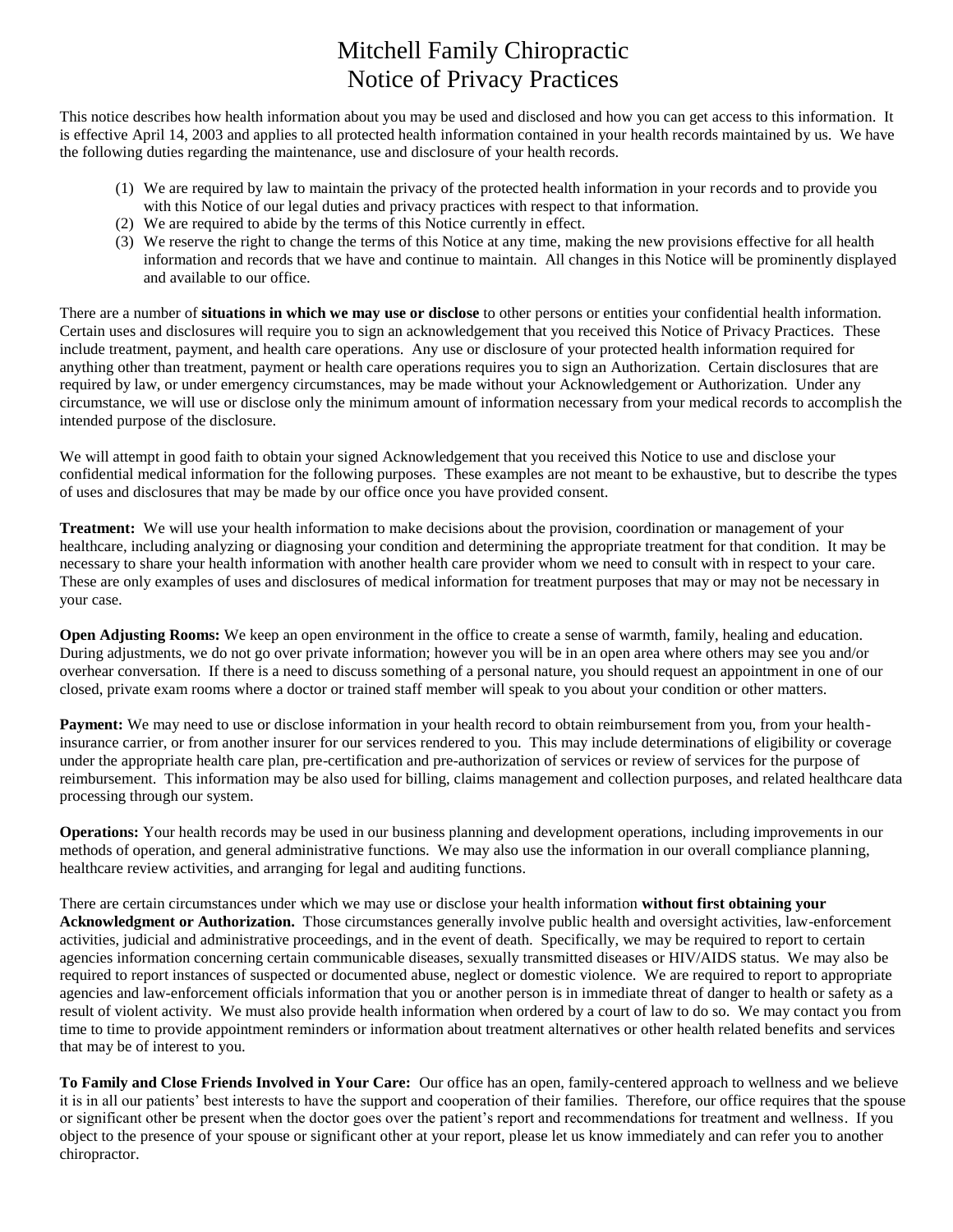# Mitchell Family Chiropractic
# Notice of Privacy Practices

This notice describes how health information about you may be used and disclosed and how you can get access to this information. It is effective April 14, 2003 and applies to all protected health information contained in your health records maintained by us. We have the following duties regarding the maintenance, use and disclosure of your health records.

(1) We are required by law to maintain the privacy of the protected health information in your records and to provide you with this Notice of our legal duties and privacy practices with respect to that information.
(2) We are required to abide by the terms of this Notice currently in effect.
(3) We reserve the right to change the terms of this Notice at any time, making the new provisions effective for all health information and records that we have and continue to maintain. All changes in this Notice will be prominently displayed and available to our office.

There are a number of **situations in which we may use or disclose** to other persons or entities your confidential health information. Certain uses and disclosures will require you to sign an acknowledgement that you received this Notice of Privacy Practices. These include treatment, payment, and health care operations. Any use or disclosure of your protected health information required for anything other than treatment, payment or health care operations requires you to sign an Authorization. Certain disclosures that are required by law, or under emergency circumstances, may be made without your Acknowledgement or Authorization. Under any circumstance, we will use or disclose only the minimum amount of information necessary from your medical records to accomplish the intended purpose of the disclosure.

We will attempt in good faith to obtain your signed Acknowledgement that you received this Notice to use and disclose your confidential medical information for the following purposes. These examples are not meant to be exhaustive, but to describe the types of uses and disclosures that may be made by our office once you have provided consent.

**Treatment:** We will use your health information to make decisions about the provision, coordination or management of your healthcare, including analyzing or diagnosing your condition and determining the appropriate treatment for that condition. It may be necessary to share your health information with another health care provider whom we need to consult with in respect to your care. These are only examples of uses and disclosures of medical information for treatment purposes that may or may not be necessary in your case.

**Open Adjusting Rooms:** We keep an open environment in the office to create a sense of warmth, family, healing and education. During adjustments, we do not go over private information; however you will be in an open area where others may see you and/or overhear conversation. If there is a need to discuss something of a personal nature, you should request an appointment in one of our closed, private exam rooms where a doctor or trained staff member will speak to you about your condition or other matters.

**Payment:** We may need to use or disclose information in your health record to obtain reimbursement from you, from your health-insurance carrier, or from another insurer for our services rendered to you. This may include determinations of eligibility or coverage under the appropriate health care plan, pre-certification and pre-authorization of services or review of services for the purpose of reimbursement. This information may be also used for billing, claims management and collection purposes, and related healthcare data processing through our system.

**Operations:** Your health records may be used in our business planning and development operations, including improvements in our methods of operation, and general administrative functions. We may also use the information in our overall compliance planning, healthcare review activities, and arranging for legal and auditing functions.

There are certain circumstances under which we may use or disclose your health information **without first obtaining your Acknowledgment or Authorization.** Those circumstances generally involve public health and oversight activities, law-enforcement activities, judicial and administrative proceedings, and in the event of death. Specifically, we may be required to report to certain agencies information concerning certain communicable diseases, sexually transmitted diseases or HIV/AIDS status. We may also be required to report instances of suspected or documented abuse, neglect or domestic violence. We are required to report to appropriate agencies and law-enforcement officials information that you or another person is in immediate threat of danger to health or safety as a result of violent activity. We must also provide health information when ordered by a court of law to do so. We may contact you from time to time to provide appointment reminders or information about treatment alternatives or other health related benefits and services that may be of interest to you.

**To Family and Close Friends Involved in Your Care:** Our office has an open, family-centered approach to wellness and we believe it is in all our patients' best interests to have the support and cooperation of their families. Therefore, our office requires that the spouse or significant other be present when the doctor goes over the patient's report and recommendations for treatment and wellness. If you object to the presence of your spouse or significant other at your report, please let us know immediately and can refer you to another chiropractor.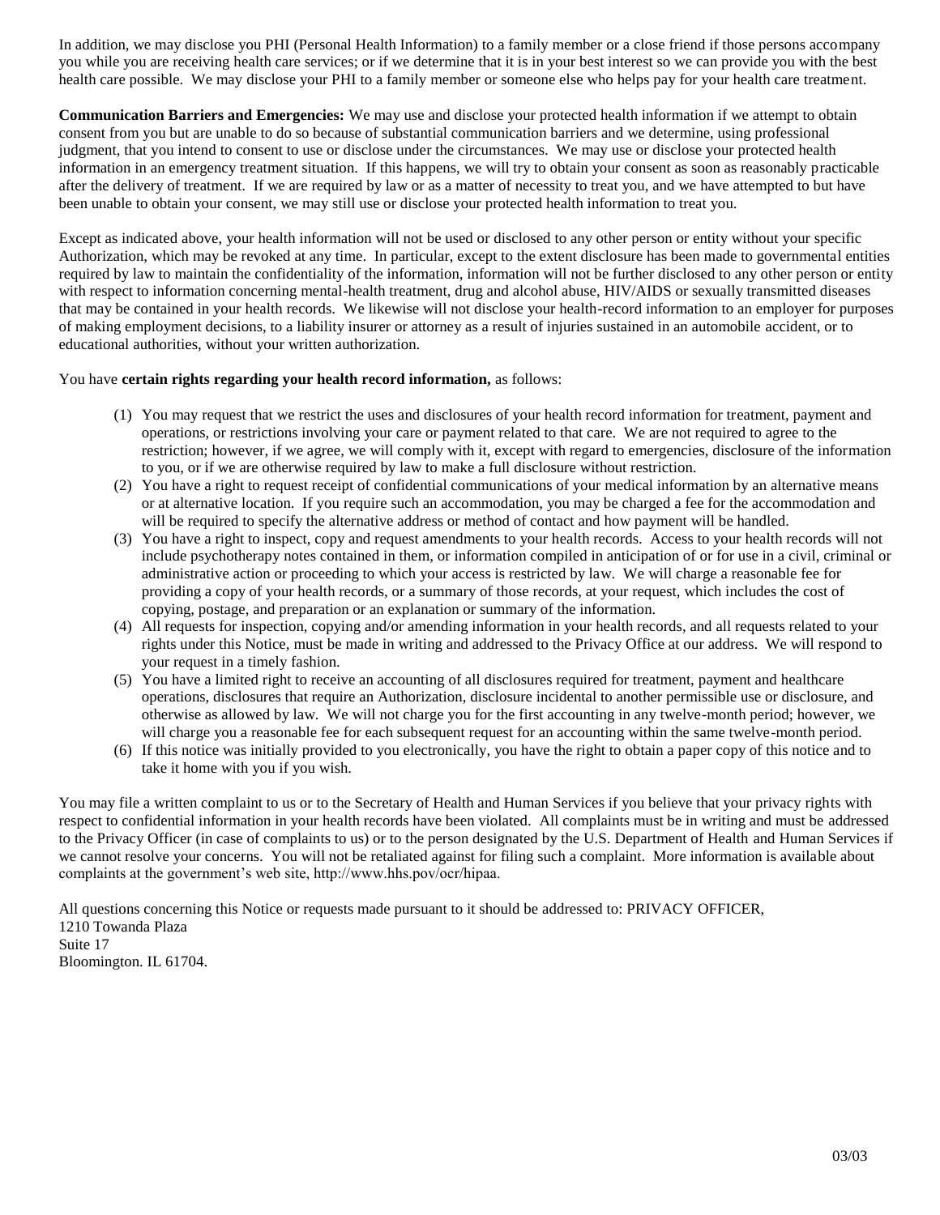In addition, we may disclose you PHI (Personal Health Information) to a family member or a close friend if those persons accompany you while you are receiving health care services; or if we determine that it is in your best interest so we can provide you with the best health care possible. We may disclose your PHI to a family member or someone else who helps pay for your health care treatment.

**Communication Barriers and Emergencies:** We may use and disclose your protected health information if we attempt to obtain consent from you but are unable to do so because of substantial communication barriers and we determine, using professional judgment, that you intend to consent to use or disclose under the circumstances. We may use or disclose your protected health information in an emergency treatment situation. If this happens, we will try to obtain your consent as soon as reasonably practicable after the delivery of treatment. If we are required by law or as a matter of necessity to treat you, and we have attempted to but have been unable to obtain your consent, we may still use or disclose your protected health information to treat you.

Except as indicated above, your health information will not be used or disclosed to any other person or entity without your specific Authorization, which may be revoked at any time. In particular, except to the extent disclosure has been made to governmental entities required by law to maintain the confidentiality of the information, information will not be further disclosed to any other person or entity with respect to information concerning mental-health treatment, drug and alcohol abuse, HIV/AIDS or sexually transmitted diseases that may be contained in your health records. We likewise will not disclose your health-record information to an employer for purposes of making employment decisions, to a liability insurer or attorney as a result of injuries sustained in an automobile accident, or to educational authorities, without your written authorization.

You have **certain rights regarding your health record information,** as follows:

(1) You may request that we restrict the uses and disclosures of your health record information for treatment, payment and operations, or restrictions involving your care or payment related to that care. We are not required to agree to the restriction; however, if we agree, we will comply with it, except with regard to emergencies, disclosure of the information to you, or if we are otherwise required by law to make a full disclosure without restriction.

(2) You have a right to request receipt of confidential communications of your medical information by an alternative means or at alternative location. If you require such an accommodation, you may be charged a fee for the accommodation and will be required to specify the alternative address or method of contact and how payment will be handled.

(3) You have a right to inspect, copy and request amendments to your health records. Access to your health records will not include psychotherapy notes contained in them, or information compiled in anticipation of or for use in a civil, criminal or administrative action or proceeding to which your access is restricted by law. We will charge a reasonable fee for providing a copy of your health records, or a summary of those records, at your request, which includes the cost of copying, postage, and preparation or an explanation or summary of the information.

(4) All requests for inspection, copying and/or amending information in your health records, and all requests related to your rights under this Notice, must be made in writing and addressed to the Privacy Office at our address. We will respond to your request in a timely fashion.

(5) You have a limited right to receive an accounting of all disclosures required for treatment, payment and healthcare operations, disclosures that require an Authorization, disclosure incidental to another permissible use or disclosure, and otherwise as allowed by law. We will not charge you for the first accounting in any twelve-month period; however, we will charge you a reasonable fee for each subsequent request for an accounting within the same twelve-month period.

(6) If this notice was initially provided to you electronically, you have the right to obtain a paper copy of this notice and to take it home with you if you wish.

You may file a written complaint to us or to the Secretary of Health and Human Services if you believe that your privacy rights with respect to confidential information in your health records have been violated. All complaints must be in writing and must be addressed to the Privacy Officer (in case of complaints to us) or to the person designated by the U.S. Department of Health and Human Services if we cannot resolve your concerns. You will not be retaliated against for filing such a complaint. More information is available about complaints at the government's web site, http://www.hhs.pov/ocr/hipaa.

All questions concerning this Notice or requests made pursuant to it should be addressed to: PRIVACY OFFICER,
1210 Towanda Plaza
Suite 17
Bloomington. IL 61704.

03/03